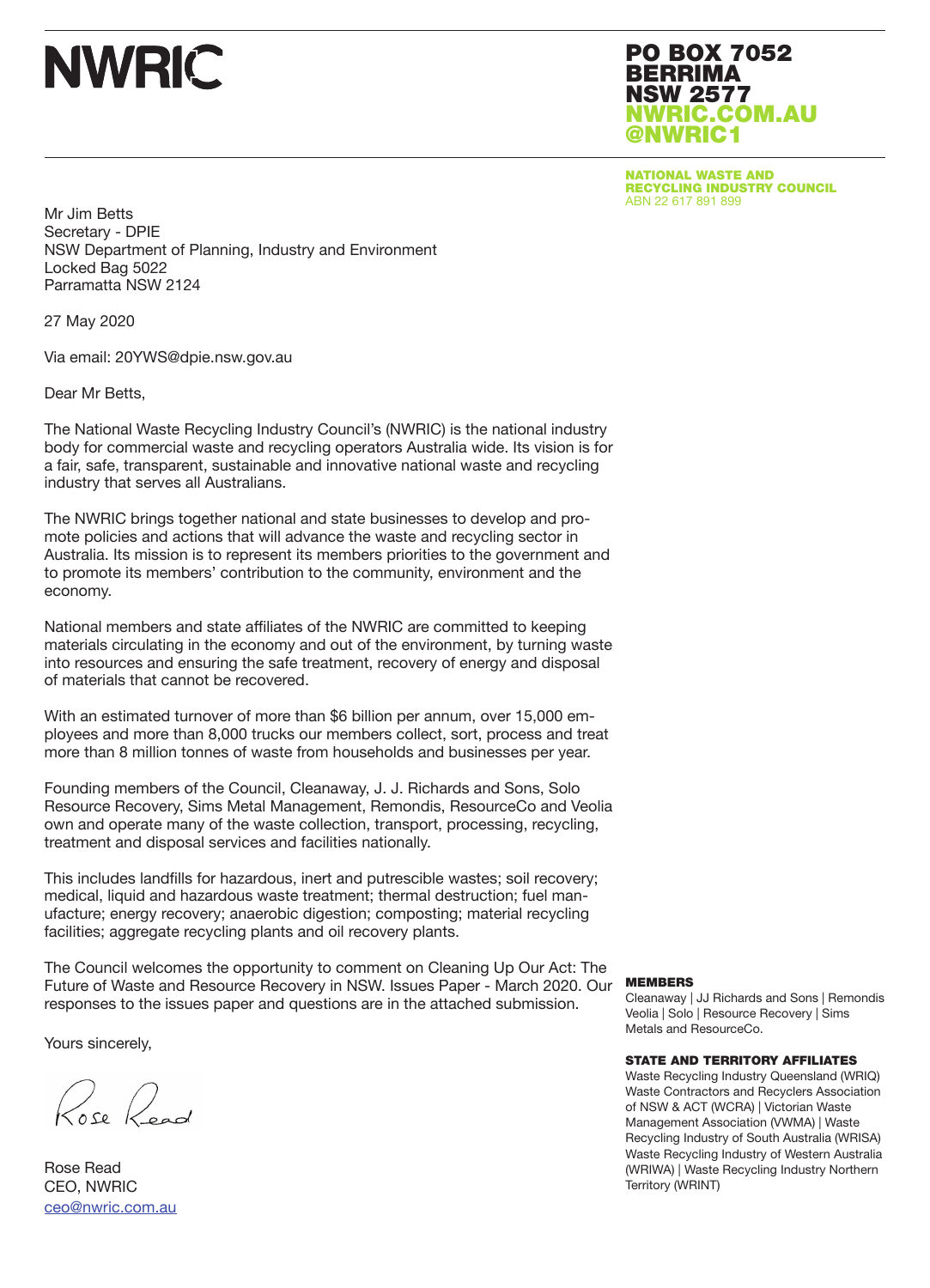# NWRIC

**PO BOX 7052**
**BERRIMA**
**NSW 2577**
**NWRIC.COM.AU**
**@NWRIC1**

**NATIONAL WASTE AND RECYCLING INDUSTRY COUNCIL**
ABN 22 617 891 899

Mr Jim Betts
Secretary - DPIE
NSW Department of Planning, Industry and Environment
Locked Bag 5022
Parramatta NSW 2124

27 May 2020

Via email: 20YWS@dpie.nsw.gov.au

Dear Mr Betts,

The National Waste Recycling Industry Council's (NWRIC) is the national industry body for commercial waste and recycling operators Australia wide. Its vision is for a fair, safe, transparent, sustainable and innovative national waste and recycling industry that serves all Australians.

The NWRIC brings together national and state businesses to develop and promote policies and actions that will advance the waste and recycling sector in Australia. Its mission is to represent its members priorities to the government and to promote its members' contribution to the community, environment and the economy.

National members and state affiliates of the NWRIC are committed to keeping materials circulating in the economy and out of the environment, by turning waste into resources and ensuring the safe treatment, recovery of energy and disposal of materials that cannot be recovered.

With an estimated turnover of more than $6 billion per annum, over 15,000 employees and more than 8,000 trucks our members collect, sort, process and treat more than 8 million tonnes of waste from households and businesses per year.

Founding members of the Council, Cleanaway, J. J. Richards and Sons, Solo Resource Recovery, Sims Metal Management, Remondis, ResourceCo and Veolia own and operate many of the waste collection, transport, processing, recycling, treatment and disposal services and facilities nationally.

This includes landfills for hazardous, inert and putrescible wastes; soil recovery; medical, liquid and hazardous waste treatment; thermal destruction; fuel manufacture; energy recovery; anaerobic digestion; composting; material recycling facilities; aggregate recycling plants and oil recovery plants.

The Council welcomes the opportunity to comment on Cleaning Up Our Act: The Future of Waste and Resource Recovery in NSW. Issues Paper - March 2020. Our responses to the issues paper and questions are in the attached submission.

Yours sincerely,

Rose Read

Rose Read
CEO, NWRIC
ceo@nwric.com.au

**MEMBERS**

Cleanaway | JJ Richards and Sons | Remondis
Veolia | Solo | Resource Recovery | Sims Metals and ResourceCo.

**STATE AND TERRITORY AFFILIATES**

Waste Recycling Industry Queensland (WRIQ)
Waste Contractors and Recyclers Association of NSW & ACT (WCRA) | Victorian Waste Management Association (VWMA) | Waste Recycling Industry of South Australia (WRISA)
Waste Recycling Industry of Western Australia (WRIWA) | Waste Recycling Industry Northern Territory (WRINT)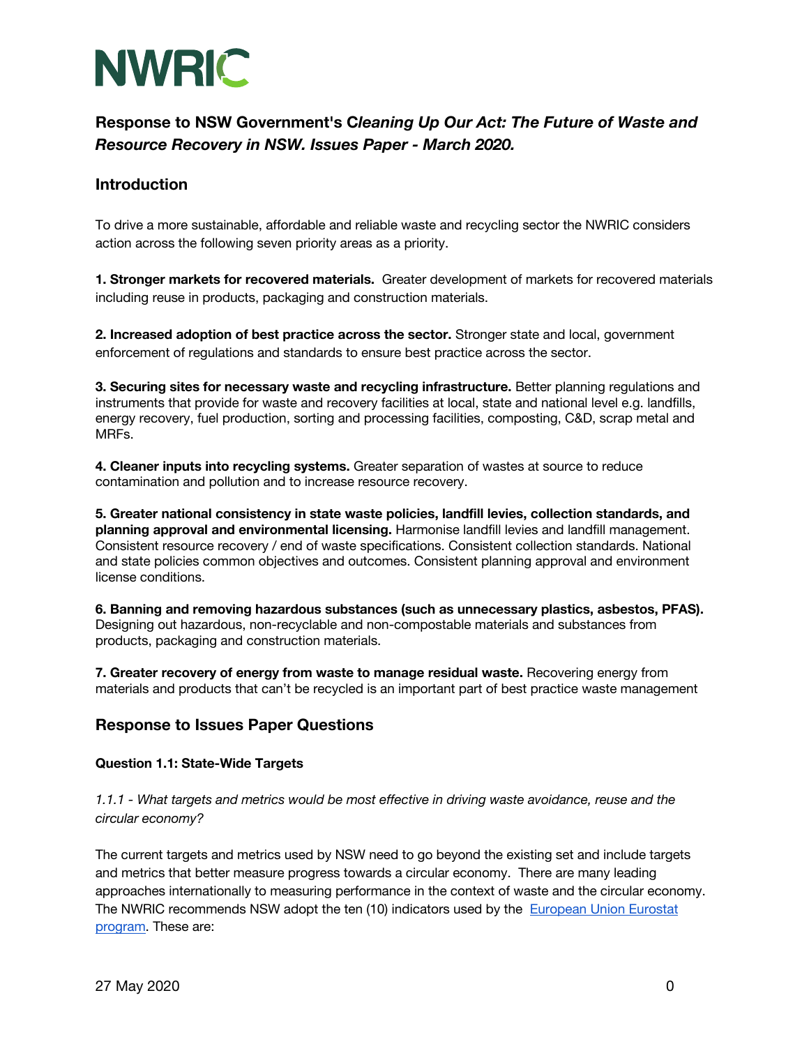# NWRIC

## Response to NSW Government's *Cleaning Up Our Act: The Future of Waste and Resource Recovery in NSW. Issues Paper - March 2020.*

## Introduction

To drive a more sustainable, affordable and reliable waste and recycling sector the NWRIC considers action across the following seven priority areas as a priority.

**1. Stronger markets for recovered materials.** Greater development of markets for recovered materials including reuse in products, packaging and construction materials.

**2. Increased adoption of best practice across the sector.** Stronger state and local, government enforcement of regulations and standards to ensure best practice across the sector.

**3. Securing sites for necessary waste and recycling infrastructure.** Better planning regulations and instruments that provide for waste and recovery facilities at local, state and national level e.g. landfills, energy recovery, fuel production, sorting and processing facilities, composting, C&D, scrap metal and MRFs.

**4. Cleaner inputs into recycling systems.** Greater separation of wastes at source to reduce contamination and pollution and to increase resource recovery.

**5. Greater national consistency in state waste policies, landfill levies, collection standards, and planning approval and environmental licensing.** Harmonise landfill levies and landfill management. Consistent resource recovery / end of waste specifications. Consistent collection standards. National and state policies common objectives and outcomes. Consistent planning approval and environment license conditions.

**6. Banning and removing hazardous substances (such as unnecessary plastics, asbestos, PFAS).** Designing out hazardous, non-recyclable and non-compostable materials and substances from products, packaging and construction materials.

**7. Greater recovery of energy from waste to manage residual waste.** Recovering energy from materials and products that can't be recycled is an important part of best practice waste management

## Response to Issues Paper Questions

### Question 1.1: State-Wide Targets

*1.1.1 - What targets and metrics would be most effective in driving waste avoidance, reuse and the circular economy?*

The current targets and metrics used by NSW need to go beyond the existing set and include targets and metrics that better measure progress towards a circular economy. There are many leading approaches internationally to measuring performance in the context of waste and the circular economy. The NWRIC recommends NSW adopt the ten (10) indicators used by the European Union Eurostat program. These are:

27 May 2020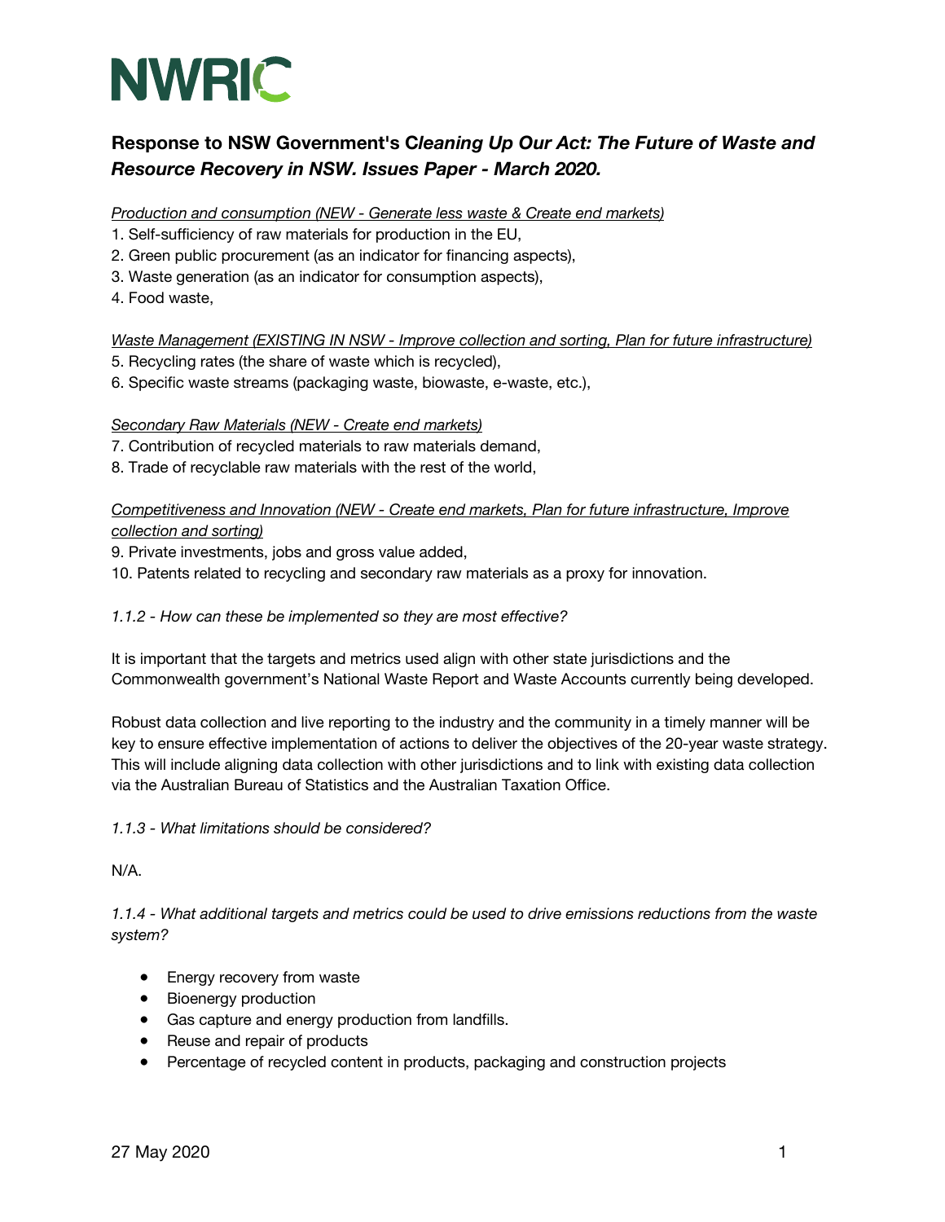# NWRIC

## Response to NSW Government's *Cleaning Up Our Act: The Future of Waste and Resource Recovery in NSW. Issues Paper - March 2020.*

*Production and consumption (NEW - Generate less waste & Create end markets)*

1. Self-sufficiency of raw materials for production in the EU,
2. Green public procurement (as an indicator for financing aspects),
3. Waste generation (as an indicator for consumption aspects),
4. Food waste,

*Waste Management (EXISTING IN NSW - Improve collection and sorting, Plan for future infrastructure)*

5. Recycling rates (the share of waste which is recycled),
6. Specific waste streams (packaging waste, biowaste, e-waste, etc.),

*Secondary Raw Materials (NEW - Create end markets)*

7. Contribution of recycled materials to raw materials demand,
8. Trade of recyclable raw materials with the rest of the world,

*Competitiveness and Innovation (NEW - Create end markets, Plan for future infrastructure, Improve collection and sorting)*

9. Private investments, jobs and gross value added,
10. Patents related to recycling and secondary raw materials as a proxy for innovation.

*1.1.2 - How can these be implemented so they are most effective?*

It is important that the targets and metrics used align with other state jurisdictions and the Commonwealth government's National Waste Report and Waste Accounts currently being developed.

Robust data collection and live reporting to the industry and the community in a timely manner will be key to ensure effective implementation of actions to deliver the objectives of the 20-year waste strategy. This will include aligning data collection with other jurisdictions and to link with existing data collection via the Australian Bureau of Statistics and the Australian Taxation Office.

*1.1.3 - What limitations should be considered?*

N/A.

*1.1.4 - What additional targets and metrics could be used to drive emissions reductions from the waste system?*

- Energy recovery from waste
- Bioenergy production
- Gas capture and energy production from landfills.
- Reuse and repair of products
- Percentage of recycled content in products, packaging and construction projects

27 May 2020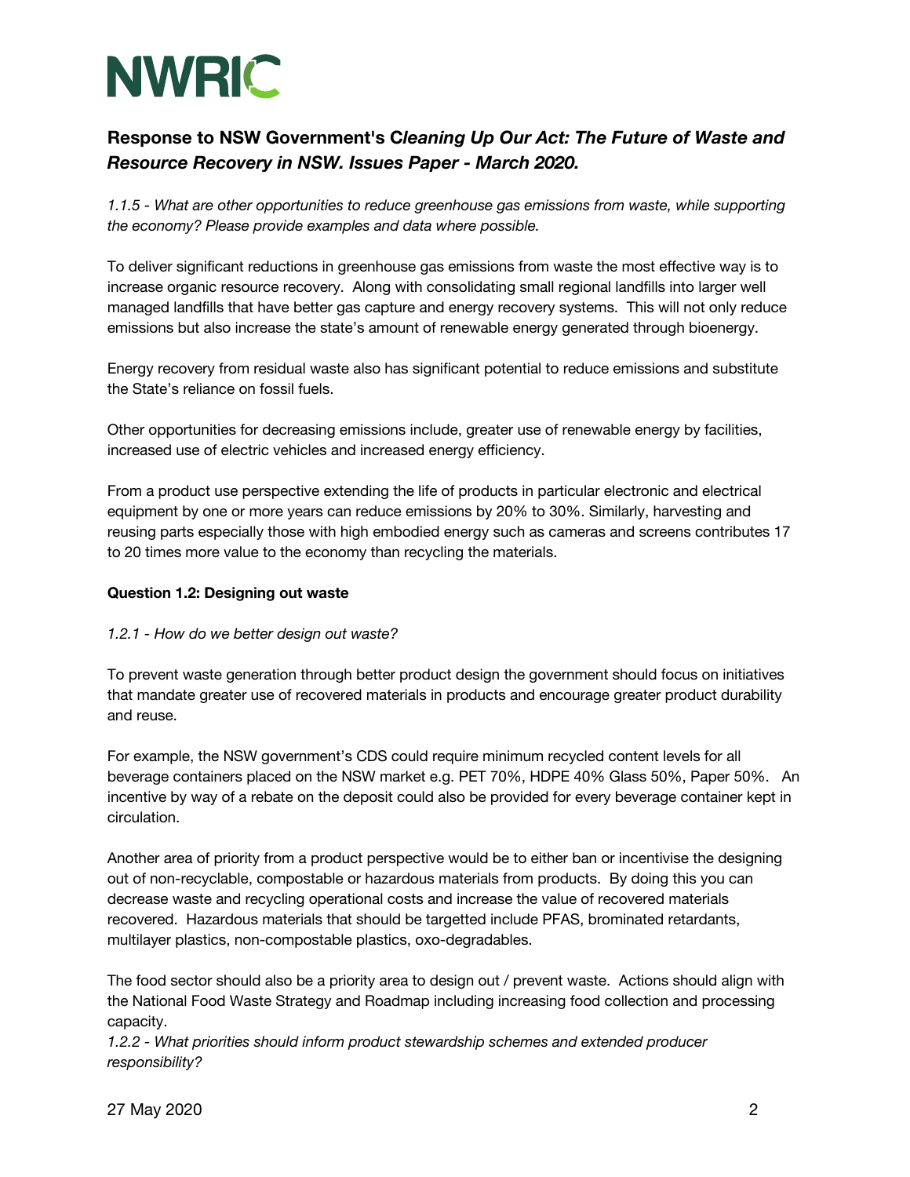# NWRIC

## Response to NSW Government's *Cleaning Up Our Act: The Future of Waste and Resource Recovery in NSW. Issues Paper - March 2020.*

*1.1.5 - What are other opportunities to reduce greenhouse gas emissions from waste, while supporting the economy? Please provide examples and data where possible.*

To deliver significant reductions in greenhouse gas emissions from waste the most effective way is to increase organic resource recovery. Along with consolidating small regional landfills into larger well managed landfills that have better gas capture and energy recovery systems. This will not only reduce emissions but also increase the state's amount of renewable energy generated through bioenergy.

Energy recovery from residual waste also has significant potential to reduce emissions and substitute the State's reliance on fossil fuels.

Other opportunities for decreasing emissions include, greater use of renewable energy by facilities, increased use of electric vehicles and increased energy efficiency.

From a product use perspective extending the life of products in particular electronic and electrical equipment by one or more years can reduce emissions by 20% to 30%. Similarly, harvesting and reusing parts especially those with high embodied energy such as cameras and screens contributes 17 to 20 times more value to the economy than recycling the materials.

**Question 1.2: Designing out waste**

*1.2.1 - How do we better design out waste?*

To prevent waste generation through better product design the government should focus on initiatives that mandate greater use of recovered materials in products and encourage greater product durability and reuse.

For example, the NSW government's CDS could require minimum recycled content levels for all beverage containers placed on the NSW market e.g. PET 70%, HDPE 40% Glass 50%, Paper 50%. An incentive by way of a rebate on the deposit could also be provided for every beverage container kept in circulation.

Another area of priority from a product perspective would be to either ban or incentivise the designing out of non-recyclable, compostable or hazardous materials from products. By doing this you can decrease waste and recycling operational costs and increase the value of recovered materials recovered. Hazardous materials that should be targetted include PFAS, brominated retardants, multilayer plastics, non-compostable plastics, oxo-degradables.

The food sector should also be a priority area to design out / prevent waste. Actions should align with the National Food Waste Strategy and Roadmap including increasing food collection and processing capacity.

*1.2.2 - What priorities should inform product stewardship schemes and extended producer responsibility?*

27 May 2020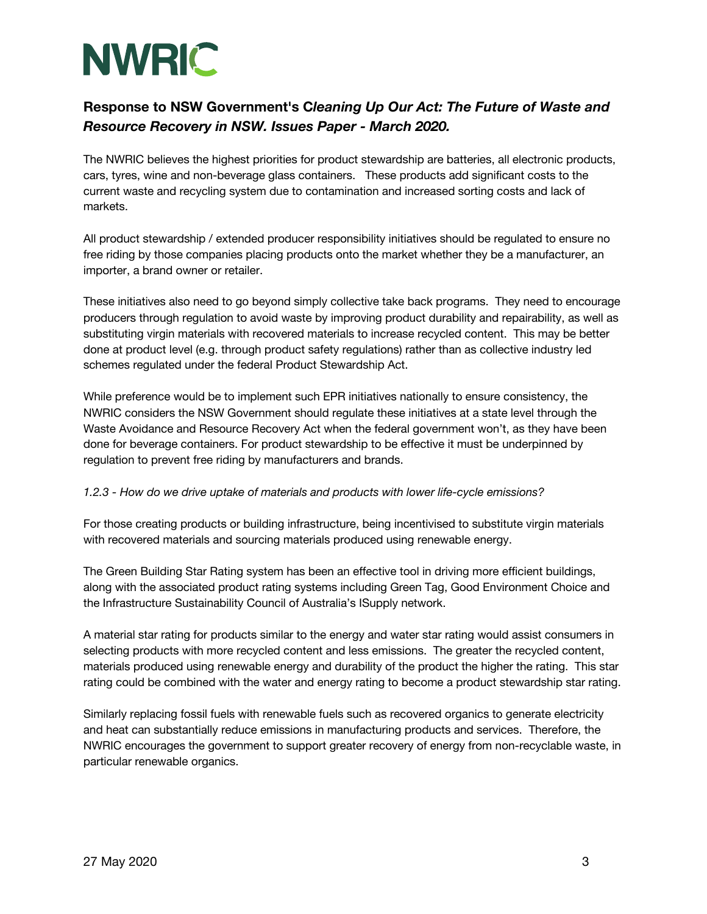**NWRIC**

## Response to NSW Government's C*leaning Up Our Act: The Future of Waste and Resource Recovery in NSW. Issues Paper - March 2020.*

The NWRIC believes the highest priorities for product stewardship are batteries, all electronic products, cars, tyres, wine and non-beverage glass containers. These products add significant costs to the current waste and recycling system due to contamination and increased sorting costs and lack of markets.

All product stewardship / extended producer responsibility initiatives should be regulated to ensure no free riding by those companies placing products onto the market whether they be a manufacturer, an importer, a brand owner or retailer.

These initiatives also need to go beyond simply collective take back programs. They need to encourage producers through regulation to avoid waste by improving product durability and repairability, as well as substituting virgin materials with recovered materials to increase recycled content. This may be better done at product level (e.g. through product safety regulations) rather than as collective industry led schemes regulated under the federal Product Stewardship Act.

While preference would be to implement such EPR initiatives nationally to ensure consistency, the NWRIC considers the NSW Government should regulate these initiatives at a state level through the Waste Avoidance and Resource Recovery Act when the federal government won't, as they have been done for beverage containers. For product stewardship to be effective it must be underpinned by regulation to prevent free riding by manufacturers and brands.

*1.2.3 - How do we drive uptake of materials and products with lower life-cycle emissions?*

For those creating products or building infrastructure, being incentivised to substitute virgin materials with recovered materials and sourcing materials produced using renewable energy.

The Green Building Star Rating system has been an effective tool in driving more efficient buildings, along with the associated product rating systems including Green Tag, Good Environment Choice and the Infrastructure Sustainability Council of Australia's ISupply network.

A material star rating for products similar to the energy and water star rating would assist consumers in selecting products with more recycled content and less emissions. The greater the recycled content, materials produced using renewable energy and durability of the product the higher the rating. This star rating could be combined with the water and energy rating to become a product stewardship star rating.

Similarly replacing fossil fuels with renewable fuels such as recovered organics to generate electricity and heat can substantially reduce emissions in manufacturing products and services. Therefore, the NWRIC encourages the government to support greater recovery of energy from non-recyclable waste, in particular renewable organics.

27 May 2020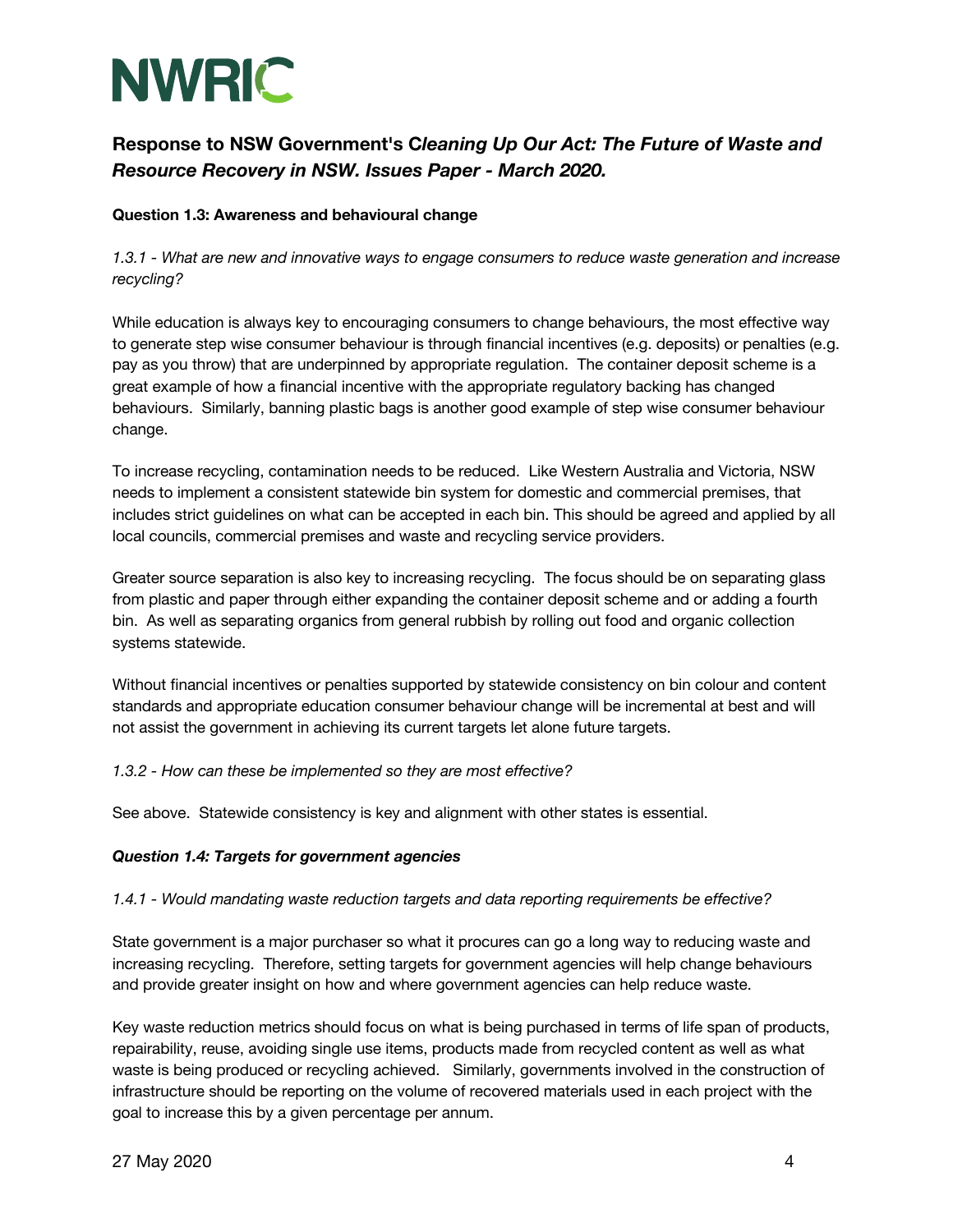NWRIC

## Response to NSW Government's C*leaning Up Our Act: The Future of Waste and Resource Recovery in NSW. Issues Paper - March 2020.*

**Question 1.3: Awareness and behavioural change**

*1.3.1 - What are new and innovative ways to engage consumers to reduce waste generation and increase recycling?*

While education is always key to encouraging consumers to change behaviours, the most effective way to generate step wise consumer behaviour is through financial incentives (e.g. deposits) or penalties (e.g. pay as you throw) that are underpinned by appropriate regulation. The container deposit scheme is a great example of how a financial incentive with the appropriate regulatory backing has changed behaviours. Similarly, banning plastic bags is another good example of step wise consumer behaviour change.

To increase recycling, contamination needs to be reduced. Like Western Australia and Victoria, NSW needs to implement a consistent statewide bin system for domestic and commercial premises, that includes strict guidelines on what can be accepted in each bin. This should be agreed and applied by all local councils, commercial premises and waste and recycling service providers.

Greater source separation is also key to increasing recycling. The focus should be on separating glass from plastic and paper through either expanding the container deposit scheme and or adding a fourth bin. As well as separating organics from general rubbish by rolling out food and organic collection systems statewide.

Without financial incentives or penalties supported by statewide consistency on bin colour and content standards and appropriate education consumer behaviour change will be incremental at best and will not assist the government in achieving its current targets let alone future targets.

*1.3.2 - How can these be implemented so they are most effective?*

See above. Statewide consistency is key and alignment with other states is essential.

***Question 1.4: Targets for government agencies***

*1.4.1 - Would mandating waste reduction targets and data reporting requirements be effective?*

State government is a major purchaser so what it procures can go a long way to reducing waste and increasing recycling. Therefore, setting targets for government agencies will help change behaviours and provide greater insight on how and where government agencies can help reduce waste.

Key waste reduction metrics should focus on what is being purchased in terms of life span of products, repairability, reuse, avoiding single use items, products made from recycled content as well as what waste is being produced or recycling achieved. Similarly, governments involved in the construction of infrastructure should be reporting on the volume of recovered materials used in each project with the goal to increase this by a given percentage per annum.

27 May 2020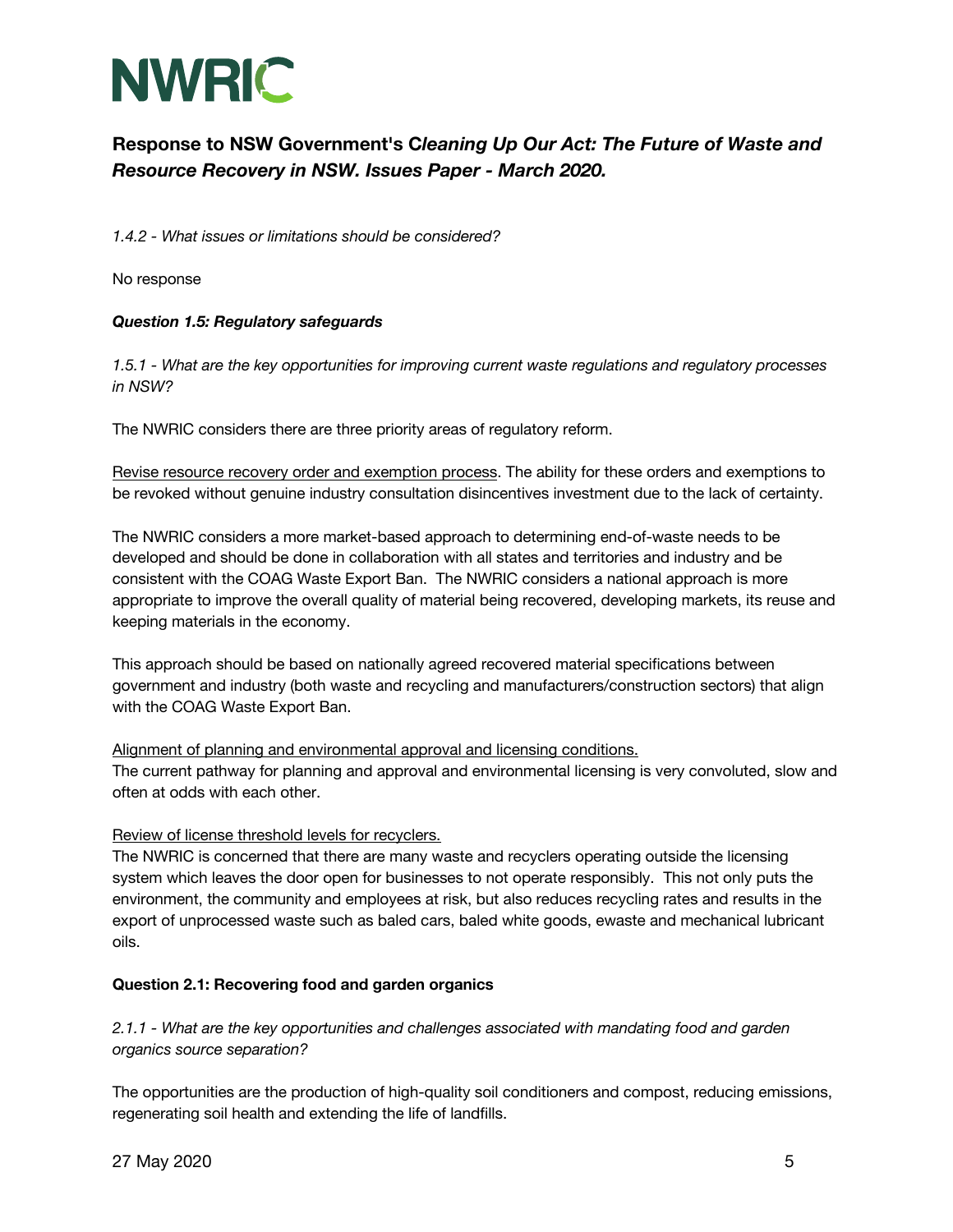*1.4.2 - What issues or limitations should be considered?*

No response

***Question 1.5: Regulatory safeguards***

*1.5.1 - What are the key opportunities for improving current waste regulations and regulatory processes in NSW?*

The NWRIC considers there are three priority areas of regulatory reform.

<u>Revise resource recovery order and exemption process</u>. The ability for these orders and exemptions to be revoked without genuine industry consultation disincentives investment due to the lack of certainty.

The NWRIC considers a more market-based approach to determining end-of-waste needs to be developed and should be done in collaboration with all states and territories and industry and be consistent with the COAG Waste Export Ban. The NWRIC considers a national approach is more appropriate to improve the overall quality of material being recovered, developing markets, its reuse and keeping materials in the economy.

This approach should be based on nationally agreed recovered material specifications between government and industry (both waste and recycling and manufacturers/construction sectors) that align with the COAG Waste Export Ban.

<u>Alignment of planning and environmental approval and licensing conditions.</u>
The current pathway for planning and approval and environmental licensing is very convoluted, slow and often at odds with each other.

<u>Review of license threshold levels for recyclers.</u>
The NWRIC is concerned that there are many waste and recyclers operating outside the licensing system which leaves the door open for businesses to not operate responsibly. This not only puts the environment, the community and employees at risk, but also reduces recycling rates and results in the export of unprocessed waste such as baled cars, baled white goods, ewaste and mechanical lubricant oils.

**Question 2.1: Recovering food and garden organics**

*2.1.1 - What are the key opportunities and challenges associated with mandating food and garden organics source separation?*

The opportunities are the production of high-quality soil conditioners and compost, reducing emissions, regenerating soil health and extending the life of landfills.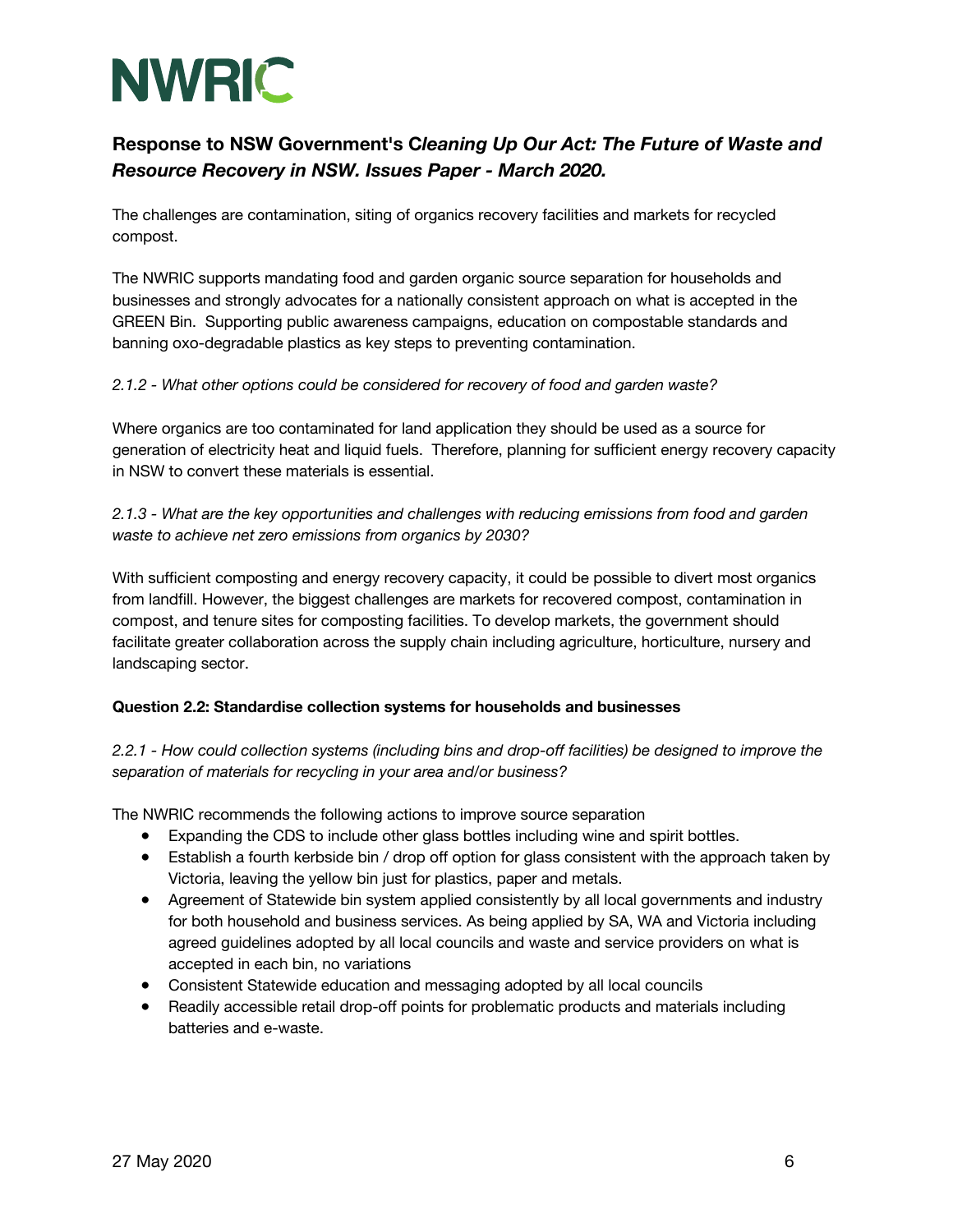**Response to NSW Government's C*leaning Up Our Act: The Future of Waste and Resource Recovery in NSW. Issues Paper - March 2020.***

The challenges are contamination, siting of organics recovery facilities and markets for recycled compost.

The NWRIC supports mandating food and garden organic source separation for households and businesses and strongly advocates for a nationally consistent approach on what is accepted in the GREEN Bin. Supporting public awareness campaigns, education on compostable standards and banning oxo-degradable plastics as key steps to preventing contamination.

*2.1.2 - What other options could be considered for recovery of food and garden waste?*

Where organics are too contaminated for land application they should be used as a source for generation of electricity heat and liquid fuels. Therefore, planning for sufficient energy recovery capacity in NSW to convert these materials is essential.

*2.1.3 - What are the key opportunities and challenges with reducing emissions from food and garden waste to achieve net zero emissions from organics by 2030?*

With sufficient composting and energy recovery capacity, it could be possible to divert most organics from landfill. However, the biggest challenges are markets for recovered compost, contamination in compost, and tenure sites for composting facilities. To develop markets, the government should facilitate greater collaboration across the supply chain including agriculture, horticulture, nursery and landscaping sector.

**Question 2.2: Standardise collection systems for households and businesses**

*2.2.1 - How could collection systems (including bins and drop-off facilities) be designed to improve the separation of materials for recycling in your area and/or business?*

The NWRIC recommends the following actions to improve source separation

- Expanding the CDS to include other glass bottles including wine and spirit bottles.
- Establish a fourth kerbside bin / drop off option for glass consistent with the approach taken by Victoria, leaving the yellow bin just for plastics, paper and metals.
- Agreement of Statewide bin system applied consistently by all local governments and industry for both household and business services. As being applied by SA, WA and Victoria including agreed guidelines adopted by all local councils and waste and service providers on what is accepted in each bin, no variations
- Consistent Statewide education and messaging adopted by all local councils
- Readily accessible retail drop-off points for problematic products and materials including batteries and e-waste.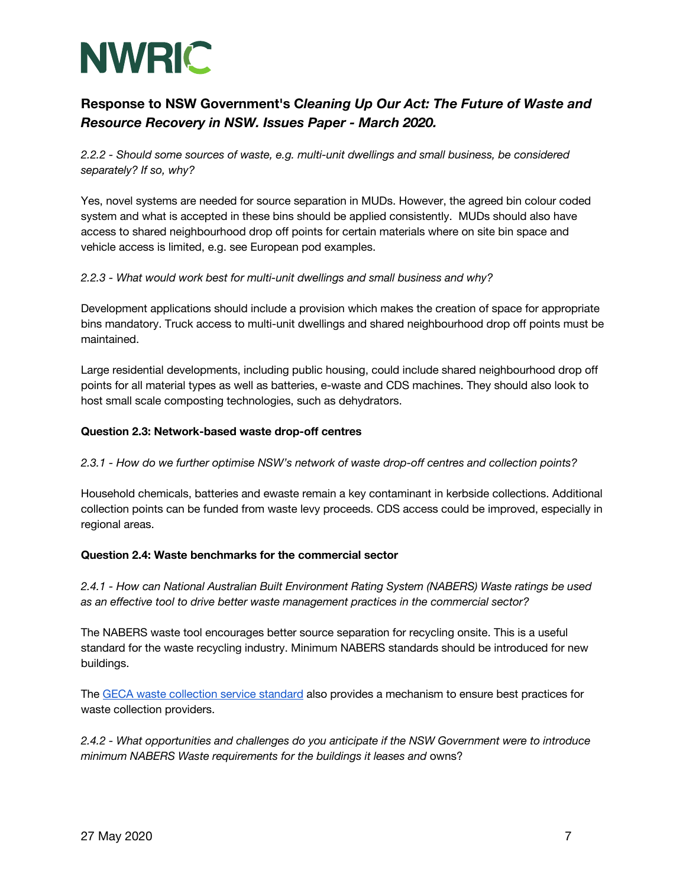# NWRIC

## Response to NSW Government's *Cleaning Up Our Act: The Future of Waste and Resource Recovery in NSW. Issues Paper - March 2020.*

*2.2.2 - Should some sources of waste, e.g. multi-unit dwellings and small business, be considered separately? If so, why?*

Yes, novel systems are needed for source separation in MUDs. However, the agreed bin colour coded system and what is accepted in these bins should be applied consistently. MUDs should also have access to shared neighbourhood drop off points for certain materials where on site bin space and vehicle access is limited, e.g. see European pod examples.

*2.2.3 - What would work best for multi-unit dwellings and small business and why?*

Development applications should include a provision which makes the creation of space for appropriate bins mandatory. Truck access to multi-unit dwellings and shared neighbourhood drop off points must be maintained.

Large residential developments, including public housing, could include shared neighbourhood drop off points for all material types as well as batteries, e-waste and CDS machines. They should also look to host small scale composting technologies, such as dehydrators.

**Question 2.3: Network-based waste drop-off centres**

*2.3.1 - How do we further optimise NSW's network of waste drop-off centres and collection points?*

Household chemicals, batteries and ewaste remain a key contaminant in kerbside collections. Additional collection points can be funded from waste levy proceeds. CDS access could be improved, especially in regional areas.

**Question 2.4: Waste benchmarks for the commercial sector**

*2.4.1 - How can National Australian Built Environment Rating System (NABERS) Waste ratings be used as an effective tool to drive better waste management practices in the commercial sector?*

The NABERS waste tool encourages better source separation for recycling onsite. This is a useful standard for the waste recycling industry. Minimum NABERS standards should be introduced for new buildings.

The GECA waste collection service standard also provides a mechanism to ensure best practices for waste collection providers.

*2.4.2 - What opportunities and challenges do you anticipate if the NSW Government were to introduce minimum NABERS Waste requirements for the buildings it leases and* owns?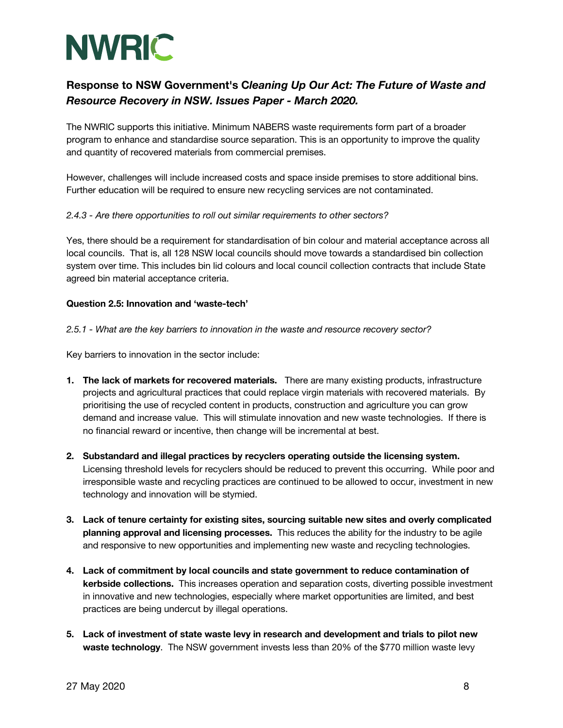**NWRIC**

## Response to NSW Government's *Cleaning Up Our Act: The Future of Waste and Resource Recovery in NSW. Issues Paper - March 2020.*

The NWRIC supports this initiative. Minimum NABERS waste requirements form part of a broader program to enhance and standardise source separation. This is an opportunity to improve the quality and quantity of recovered materials from commercial premises.

However, challenges will include increased costs and space inside premises to store additional bins. Further education will be required to ensure new recycling services are not contaminated.

*2.4.3 - Are there opportunities to roll out similar requirements to other sectors?*

Yes, there should be a requirement for standardisation of bin colour and material acceptance across all local councils. That is, all 128 NSW local councils should move towards a standardised bin collection system over time. This includes bin lid colours and local council collection contracts that include State agreed bin material acceptance criteria.

**Question 2.5: Innovation and 'waste-tech'**

*2.5.1 - What are the key barriers to innovation in the waste and resource recovery sector?*

Key barriers to innovation in the sector include:

1. **The lack of markets for recovered materials.** There are many existing products, infrastructure projects and agricultural practices that could replace virgin materials with recovered materials. By prioritising the use of recycled content in products, construction and agriculture you can grow demand and increase value. This will stimulate innovation and new waste technologies. If there is no financial reward or incentive, then change will be incremental at best.

2. **Substandard and illegal practices by recyclers operating outside the licensing system.** Licensing threshold levels for recyclers should be reduced to prevent this occurring. While poor and irresponsible waste and recycling practices are continued to be allowed to occur, investment in new technology and innovation will be stymied.

3. **Lack of tenure certainty for existing sites, sourcing suitable new sites and overly complicated planning approval and licensing processes.** This reduces the ability for the industry to be agile and responsive to new opportunities and implementing new waste and recycling technologies.

4. **Lack of commitment by local councils and state government to reduce contamination of kerbside collections.** This increases operation and separation costs, diverting possible investment in innovative and new technologies, especially where market opportunities are limited, and best practices are being undercut by illegal operations.

5. **Lack of investment of state waste levy in research and development and trials to pilot new waste technology**. The NSW government invests less than 20% of the $770 million waste levy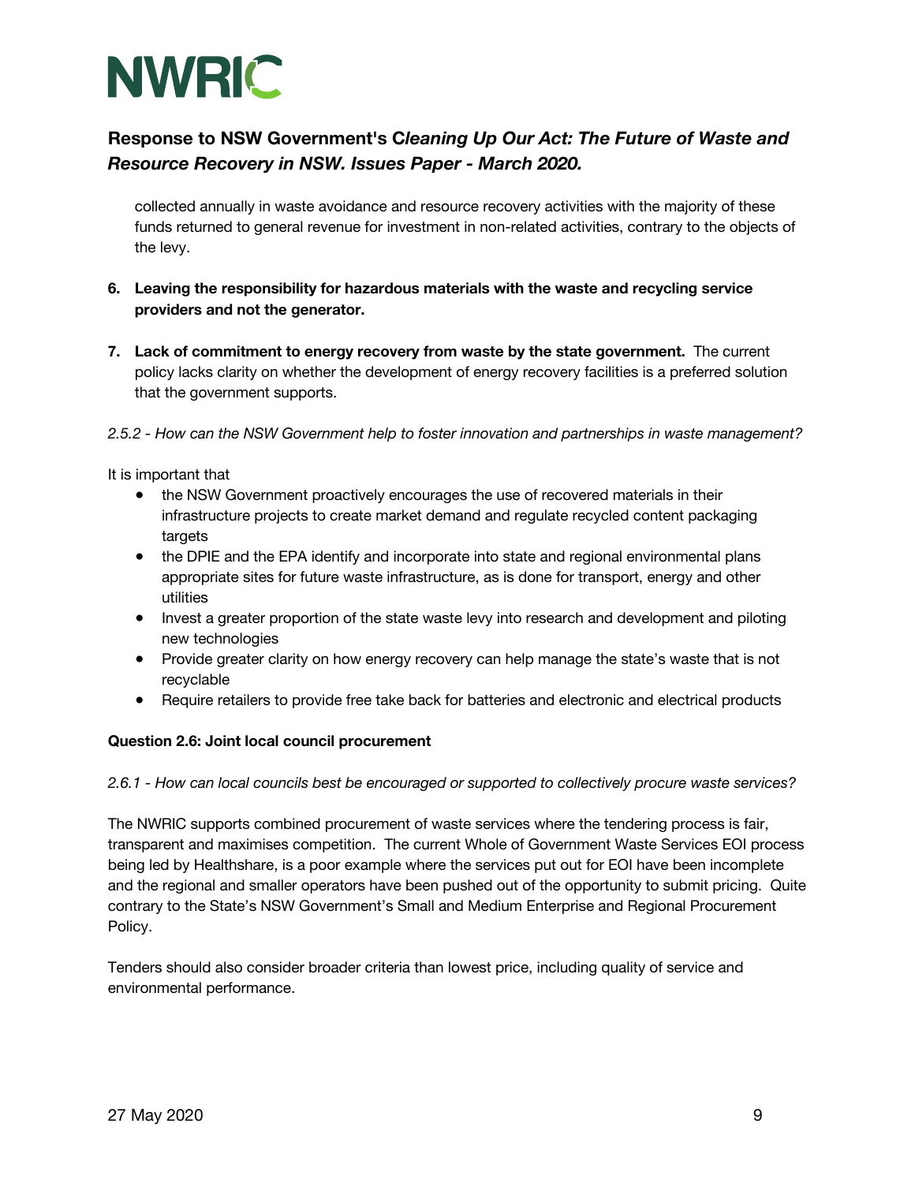collected annually in waste avoidance and resource recovery activities with the majority of these funds returned to general revenue for investment in non-related activities, contrary to the objects of the levy.

6. **Leaving the responsibility for hazardous materials with the waste and recycling service providers and not the generator.**

7. **Lack of commitment to energy recovery from waste by the state government.** The current policy lacks clarity on whether the development of energy recovery facilities is a preferred solution that the government supports.

*2.5.2 - How can the NSW Government help to foster innovation and partnerships in waste management?*

It is important that

- the NSW Government proactively encourages the use of recovered materials in their infrastructure projects to create market demand and regulate recycled content packaging targets
- the DPIE and the EPA identify and incorporate into state and regional environmental plans appropriate sites for future waste infrastructure, as is done for transport, energy and other utilities
- Invest a greater proportion of the state waste levy into research and development and piloting new technologies
- Provide greater clarity on how energy recovery can help manage the state's waste that is not recyclable
- Require retailers to provide free take back for batteries and electronic and electrical products

**Question 2.6: Joint local council procurement**

*2.6.1 - How can local councils best be encouraged or supported to collectively procure waste services?*

The NWRIC supports combined procurement of waste services where the tendering process is fair, transparent and maximises competition. The current Whole of Government Waste Services EOI process being led by Healthshare, is a poor example where the services put out for EOI have been incomplete and the regional and smaller operators have been pushed out of the opportunity to submit pricing. Quite contrary to the State's NSW Government's Small and Medium Enterprise and Regional Procurement Policy.

Tenders should also consider broader criteria than lowest price, including quality of service and environmental performance.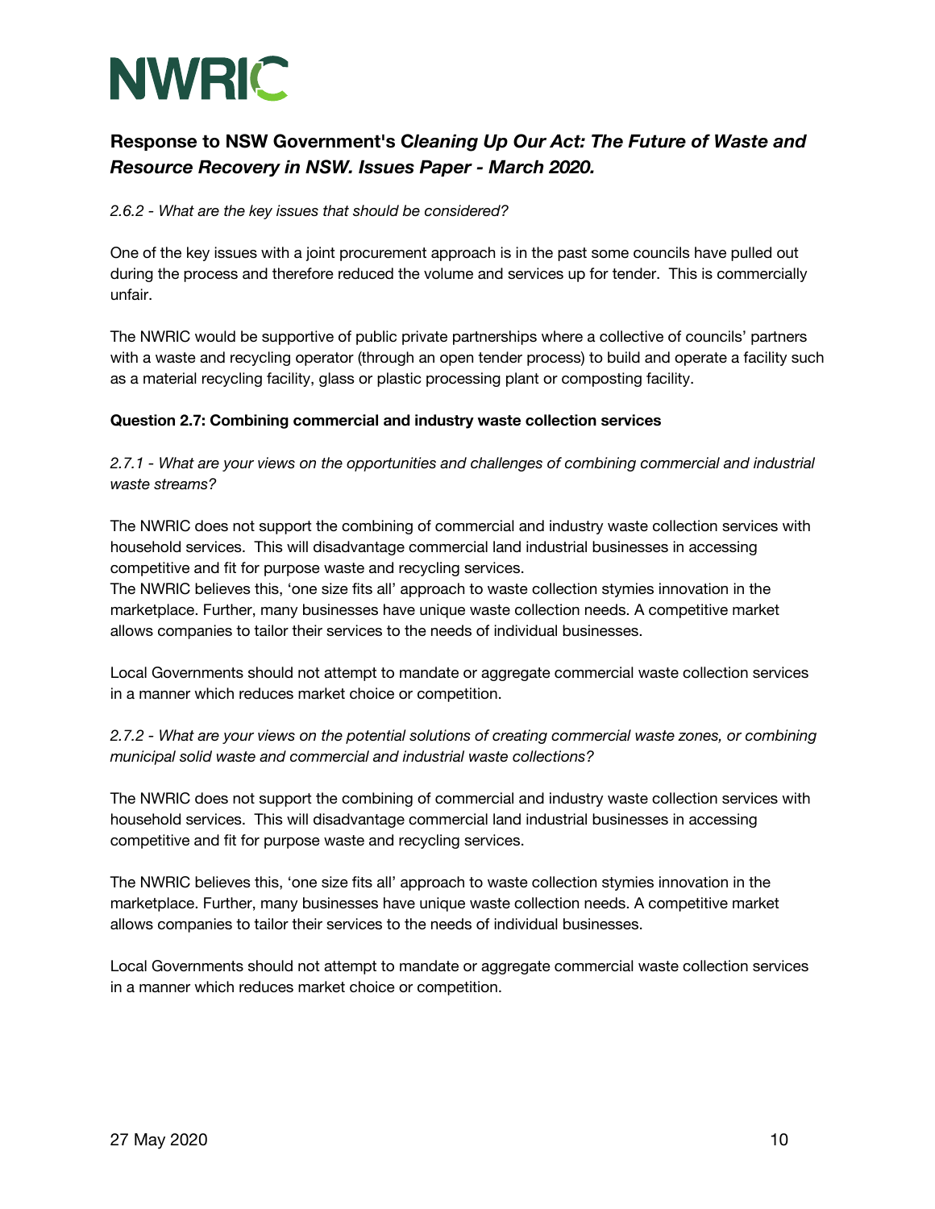## Response to NSW Government's C*leaning Up Our Act: The Future of Waste and Resource Recovery in NSW. Issues Paper - March 2020.*

*2.6.2 - What are the key issues that should be considered?*

One of the key issues with a joint procurement approach is in the past some councils have pulled out during the process and therefore reduced the volume and services up for tender. This is commercially unfair.

The NWRIC would be supportive of public private partnerships where a collective of councils' partners with a waste and recycling operator (through an open tender process) to build and operate a facility such as a material recycling facility, glass or plastic processing plant or composting facility.

**Question 2.7: Combining commercial and industry waste collection services**

*2.7.1 - What are your views on the opportunities and challenges of combining commercial and industrial waste streams?*

The NWRIC does not support the combining of commercial and industry waste collection services with household services. This will disadvantage commercial land industrial businesses in accessing competitive and fit for purpose waste and recycling services.

The NWRIC believes this, 'one size fits all' approach to waste collection stymies innovation in the marketplace. Further, many businesses have unique waste collection needs. A competitive market allows companies to tailor their services to the needs of individual businesses.

Local Governments should not attempt to mandate or aggregate commercial waste collection services in a manner which reduces market choice or competition.

*2.7.2 - What are your views on the potential solutions of creating commercial waste zones, or combining municipal solid waste and commercial and industrial waste collections?*

The NWRIC does not support the combining of commercial and industry waste collection services with household services. This will disadvantage commercial land industrial businesses in accessing competitive and fit for purpose waste and recycling services.

The NWRIC believes this, 'one size fits all' approach to waste collection stymies innovation in the marketplace. Further, many businesses have unique waste collection needs. A competitive market allows companies to tailor their services to the needs of individual businesses.

Local Governments should not attempt to mandate or aggregate commercial waste collection services in a manner which reduces market choice or competition.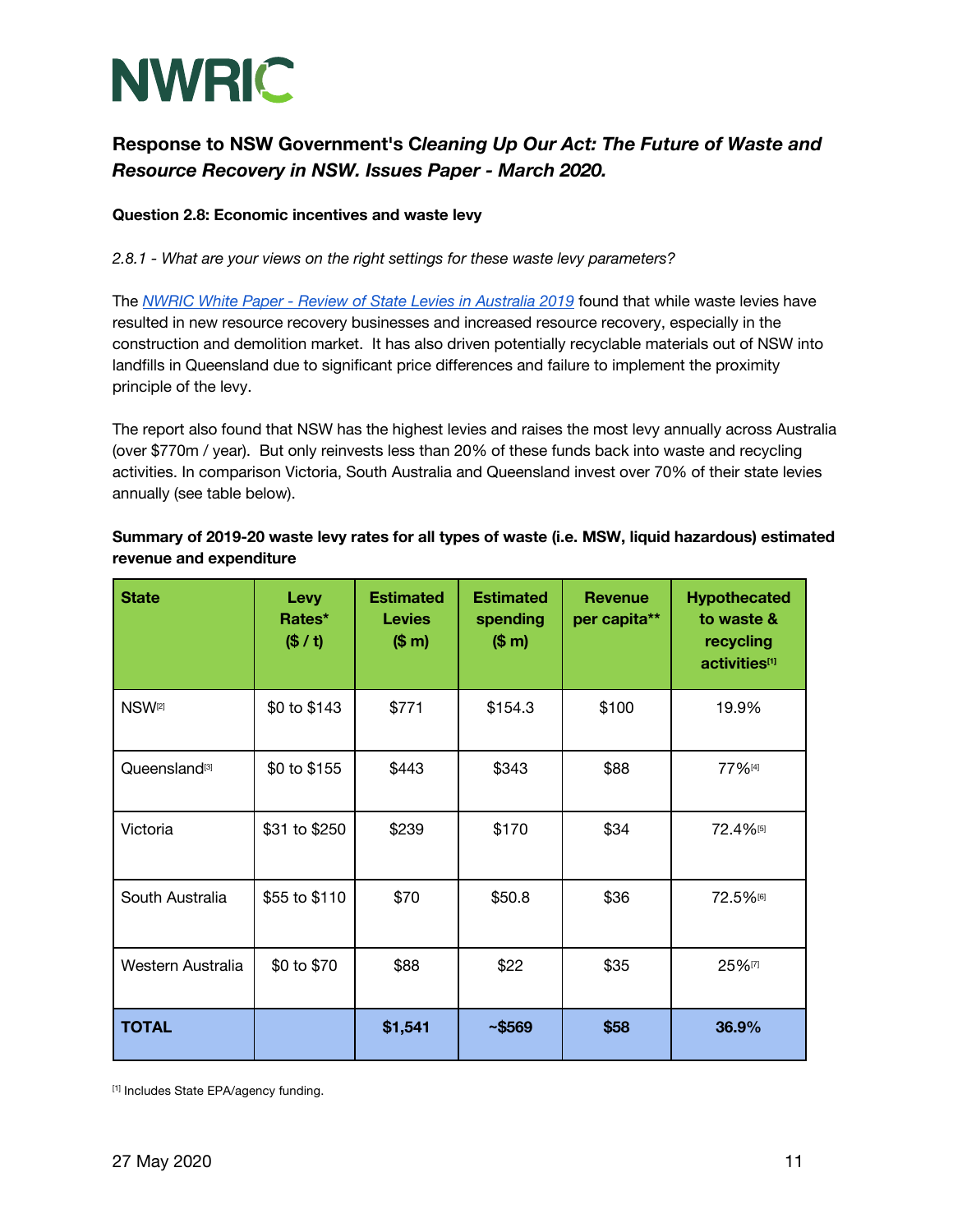NWRIC

## Response to NSW Government's *Cleaning Up Our Act: The Future of Waste and Resource Recovery in NSW. Issues Paper - March 2020.*

**Question 2.8: Economic incentives and waste levy**

*2.8.1 - What are your views on the right settings for these waste levy parameters?*

The *NWRIC White Paper - Review of State Levies in Australia 2019* found that while waste levies have resulted in new resource recovery businesses and increased resource recovery, especially in the construction and demolition market. It has also driven potentially recyclable materials out of NSW into landfills in Queensland due to significant price differences and failure to implement the proximity principle of the levy.

The report also found that NSW has the highest levies and raises the most levy annually across Australia (over $770m / year). But only reinvests less than 20% of these funds back into waste and recycling activities. In comparison Victoria, South Australia and Queensland invest over 70% of their state levies annually (see table below).

**Summary of 2019-20 waste levy rates for all types of waste (i.e. MSW, liquid hazardous) estimated revenue and expenditure**

| State | Levy Rates* ($ / t) | Estimated Levies ($ m) | Estimated spending ($ m) | Revenue per capita** | Hypothecated to waste & recycling activities[1] |
|---|---|---|---|---|---|
| NSW[2] | $0 to $143 | $771 | $154.3 | $100 | 19.9% |
| Queensland[3] | $0 to $155 | $443 | $343 | $88 | 77%[4] |
| Victoria | $31 to $250 | $239 | $170 | $34 | 72.4%[5] |
| South Australia | $55 to $110 | $70 | $50.8 | $36 | 72.5%[6] |
| Western Australia | $0 to $70 | $88 | $22 | $35 | 25%[7] |
| **TOTAL** | | **$1,541** | **~$569** | **$58** | **36.9%** |

[1] Includes State EPA/agency funding.

27 May 2020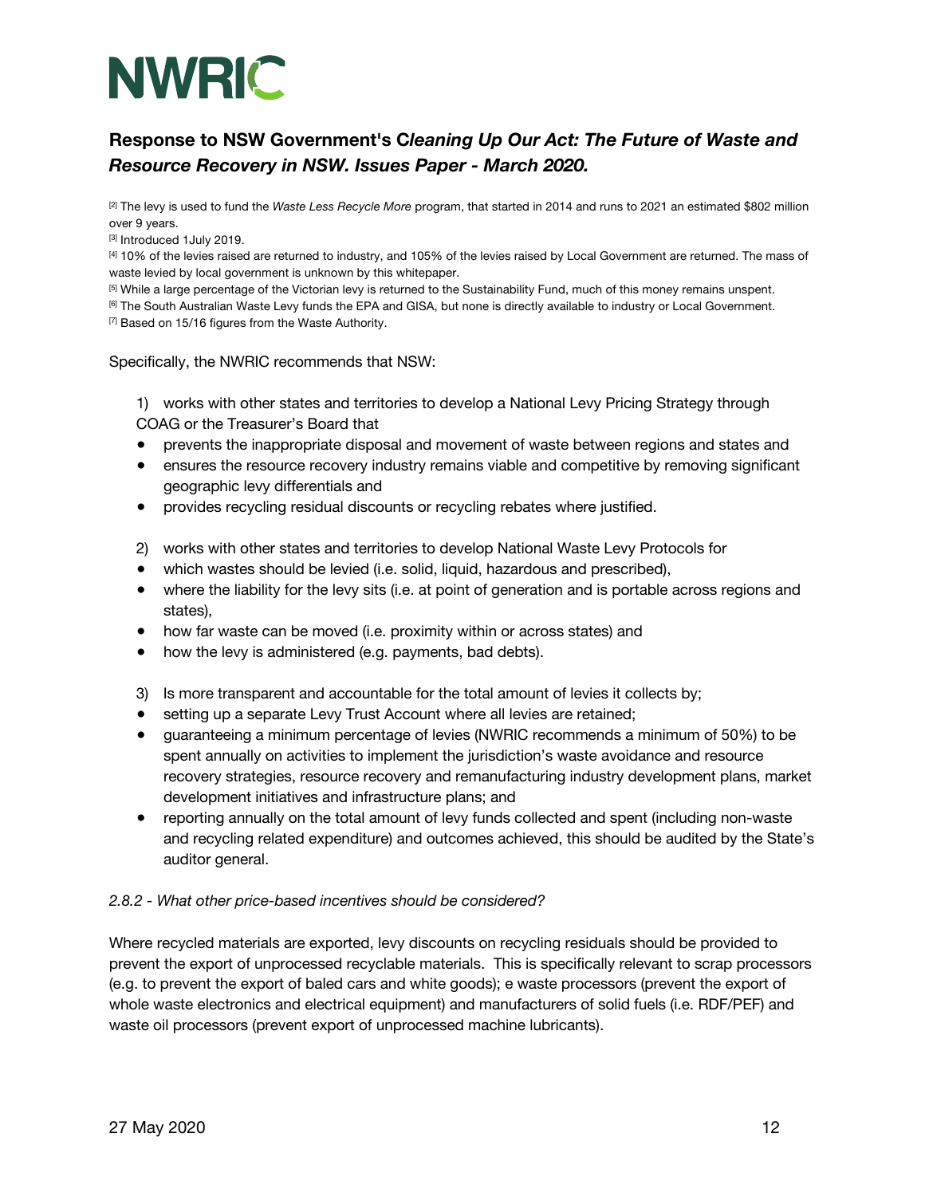[2] The levy is used to fund the *Waste Less Recycle More* program, that started in 2014 and runs to 2021 an estimated $802 million over 9 years.
[3] Introduced 1July 2019.
[4] 10% of the levies raised are returned to industry, and 105% of the levies raised by Local Government are returned. The mass of waste levied by local government is unknown by this whitepaper.
[5] While a large percentage of the Victorian levy is returned to the Sustainability Fund, much of this money remains unspent.
[6] The South Australian Waste Levy funds the EPA and GISA, but none is directly available to industry or Local Government.
[7] Based on 15/16 figures from the Waste Authority.

Specifically, the NWRIC recommends that NSW:

1) works with other states and territories to develop a National Levy Pricing Strategy through COAG or the Treasurer's Board that

- prevents the inappropriate disposal and movement of waste between regions and states and
- ensures the resource recovery industry remains viable and competitive by removing significant geographic levy differentials and
- provides recycling residual discounts or recycling rebates where justified.

2) works with other states and territories to develop National Waste Levy Protocols for

- which wastes should be levied (i.e. solid, liquid, hazardous and prescribed),
- where the liability for the levy sits (i.e. at point of generation and is portable across regions and states),
- how far waste can be moved (i.e. proximity within or across states) and
- how the levy is administered (e.g. payments, bad debts).

3) Is more transparent and accountable for the total amount of levies it collects by;

- setting up a separate Levy Trust Account where all levies are retained;
- guaranteeing a minimum percentage of levies (NWRIC recommends a minimum of 50%) to be spent annually on activities to implement the jurisdiction's waste avoidance and resource recovery strategies, resource recovery and remanufacturing industry development plans, market development initiatives and infrastructure plans; and
- reporting annually on the total amount of levy funds collected and spent (including non-waste and recycling related expenditure) and outcomes achieved, this should be audited by the State's auditor general.

*2.8.2 - What other price-based incentives should be considered?*

Where recycled materials are exported, levy discounts on recycling residuals should be provided to prevent the export of unprocessed recyclable materials. This is specifically relevant to scrap processors (e.g. to prevent the export of baled cars and white goods); e waste processors (prevent the export of whole waste electronics and electrical equipment) and manufacturers of solid fuels (i.e. RDF/PEF) and waste oil processors (prevent export of unprocessed machine lubricants).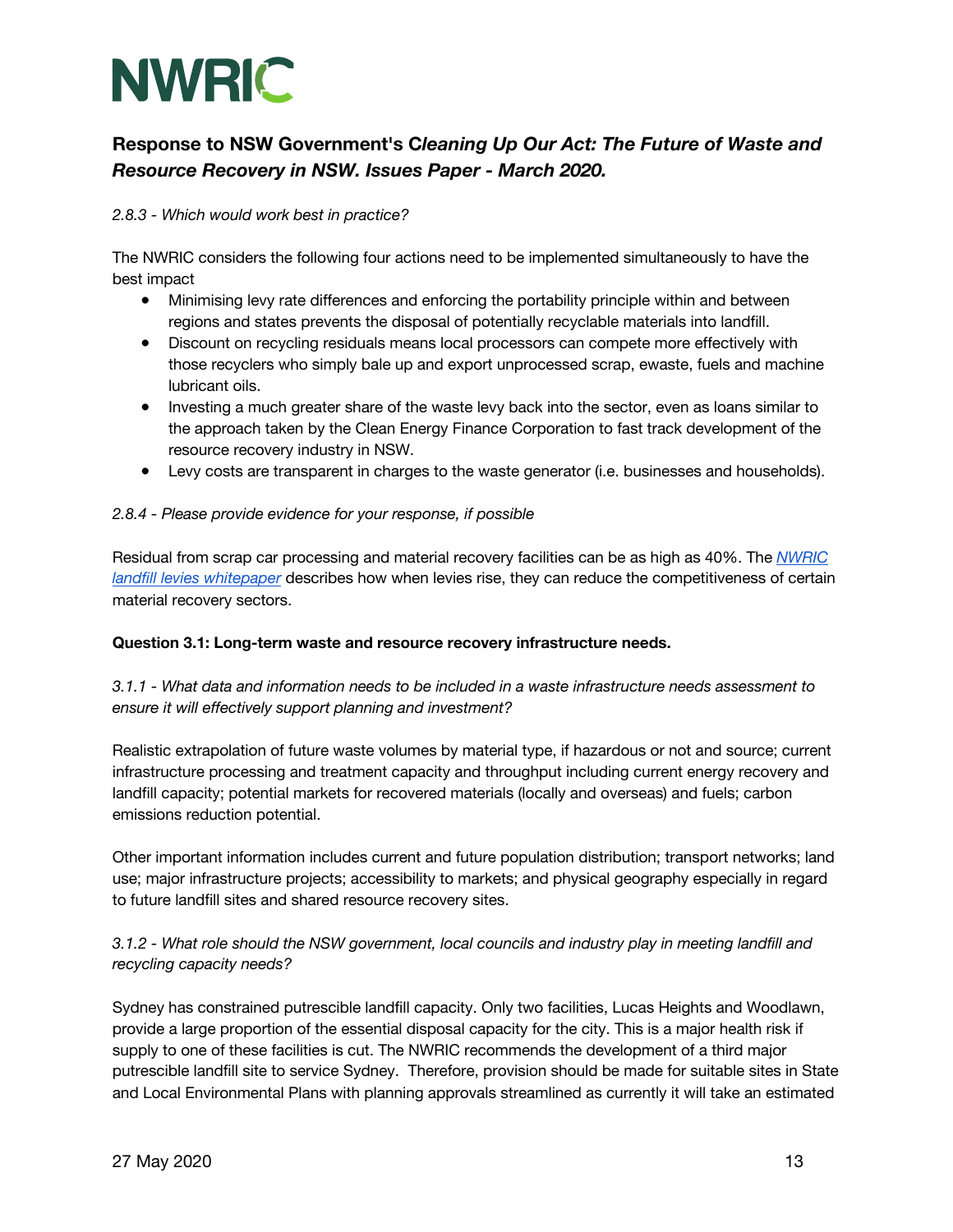## Response to NSW Government's *Cleaning Up Our Act: The Future of Waste and Resource Recovery in NSW. Issues Paper - March 2020.*

*2.8.3 - Which would work best in practice?*

The NWRIC considers the following four actions need to be implemented simultaneously to have the best impact

- Minimising levy rate differences and enforcing the portability principle within and between regions and states prevents the disposal of potentially recyclable materials into landfill.
- Discount on recycling residuals means local processors can compete more effectively with those recyclers who simply bale up and export unprocessed scrap, ewaste, fuels and machine lubricant oils.
- Investing a much greater share of the waste levy back into the sector, even as loans similar to the approach taken by the Clean Energy Finance Corporation to fast track development of the resource recovery industry in NSW.
- Levy costs are transparent in charges to the waste generator (i.e. businesses and households).

*2.8.4 - Please provide evidence for your response, if possible*

Residual from scrap car processing and material recovery facilities can be as high as 40%. The *NWRIC landfill levies whitepaper* describes how when levies rise, they can reduce the competitiveness of certain material recovery sectors.

**Question 3.1: Long-term waste and resource recovery infrastructure needs.**

*3.1.1 - What data and information needs to be included in a waste infrastructure needs assessment to ensure it will effectively support planning and investment?*

Realistic extrapolation of future waste volumes by material type, if hazardous or not and source; current infrastructure processing and treatment capacity and throughput including current energy recovery and landfill capacity; potential markets for recovered materials (locally and overseas) and fuels; carbon emissions reduction potential.

Other important information includes current and future population distribution; transport networks; land use; major infrastructure projects; accessibility to markets; and physical geography especially in regard to future landfill sites and shared resource recovery sites.

*3.1.2 - What role should the NSW government, local councils and industry play in meeting landfill and recycling capacity needs?*

Sydney has constrained putrescible landfill capacity. Only two facilities, Lucas Heights and Woodlawn, provide a large proportion of the essential disposal capacity for the city. This is a major health risk if supply to one of these facilities is cut. The NWRIC recommends the development of a third major putrescible landfill site to service Sydney. Therefore, provision should be made for suitable sites in State and Local Environmental Plans with planning approvals streamlined as currently it will take an estimated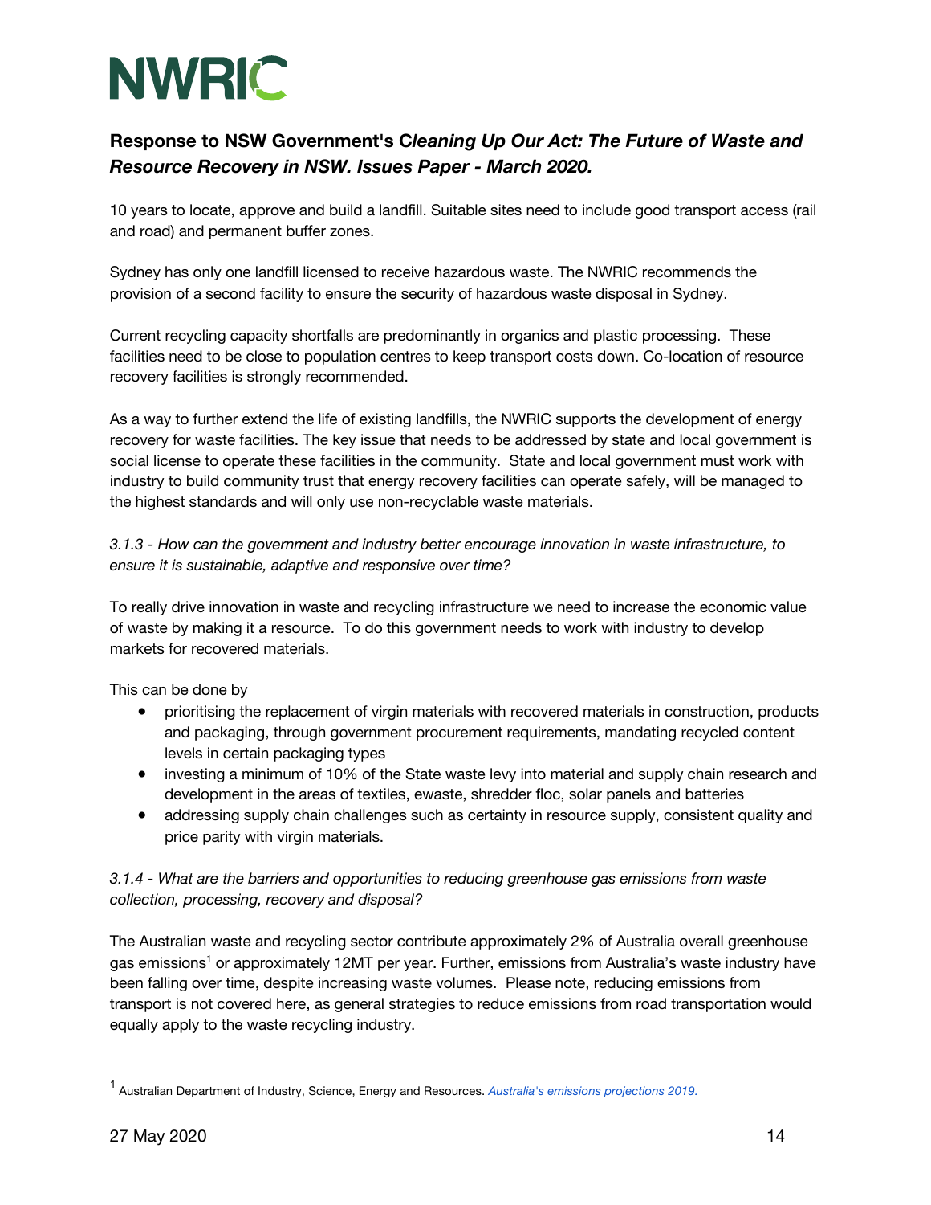## Response to NSW Government's *Cleaning Up Our Act: The Future of Waste and Resource Recovery in NSW. Issues Paper - March 2020.*

10 years to locate, approve and build a landfill. Suitable sites need to include good transport access (rail and road) and permanent buffer zones.

Sydney has only one landfill licensed to receive hazardous waste. The NWRIC recommends the provision of a second facility to ensure the security of hazardous waste disposal in Sydney.

Current recycling capacity shortfalls are predominantly in organics and plastic processing. These facilities need to be close to population centres to keep transport costs down. Co-location of resource recovery facilities is strongly recommended.

As a way to further extend the life of existing landfills, the NWRIC supports the development of energy recovery for waste facilities. The key issue that needs to be addressed by state and local government is social license to operate these facilities in the community. State and local government must work with industry to build community trust that energy recovery facilities can operate safely, will be managed to the highest standards and will only use non-recyclable waste materials.

*3.1.3 - How can the government and industry better encourage innovation in waste infrastructure, to ensure it is sustainable, adaptive and responsive over time?*

To really drive innovation in waste and recycling infrastructure we need to increase the economic value of waste by making it a resource. To do this government needs to work with industry to develop markets for recovered materials.

This can be done by

- prioritising the replacement of virgin materials with recovered materials in construction, products and packaging, through government procurement requirements, mandating recycled content levels in certain packaging types
- investing a minimum of 10% of the State waste levy into material and supply chain research and development in the areas of textiles, ewaste, shredder floc, solar panels and batteries
- addressing supply chain challenges such as certainty in resource supply, consistent quality and price parity with virgin materials.

*3.1.4 - What are the barriers and opportunities to reducing greenhouse gas emissions from waste collection, processing, recovery and disposal?*

The Australian waste and recycling sector contribute approximately 2% of Australia overall greenhouse gas emissions[1] or approximately 12MT per year. Further, emissions from Australia's waste industry have been falling over time, despite increasing waste volumes. Please note, reducing emissions from transport is not covered here, as general strategies to reduce emissions from road transportation would equally apply to the waste recycling industry.

---

[1] Australian Department of Industry, Science, Energy and Resources. [Australia's emissions projections 2019.]()

27 May 2020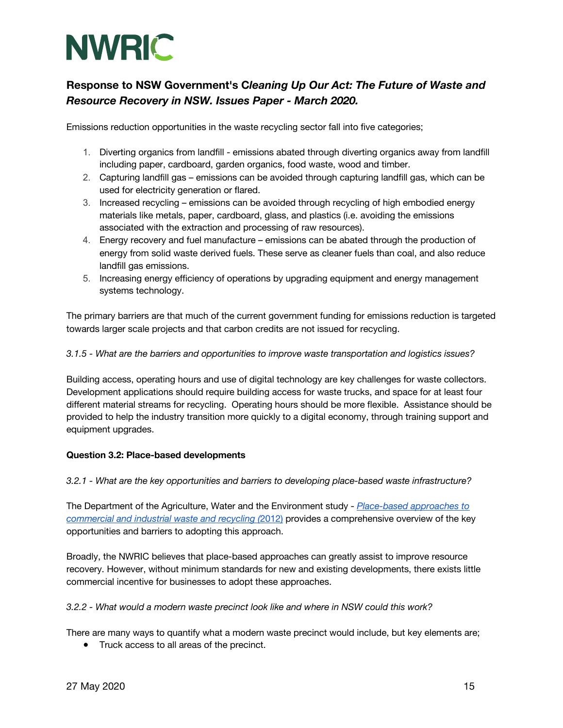**Response to NSW Government's C*leaning Up Our Act: The Future of Waste and Resource Recovery in NSW. Issues Paper - March 2020.***

Emissions reduction opportunities in the waste recycling sector fall into five categories;

1. Diverting organics from landfill - emissions abated through diverting organics away from landfill including paper, cardboard, garden organics, food waste, wood and timber.
2. Capturing landfill gas – emissions can be avoided through capturing landfill gas, which can be used for electricity generation or flared.
3. Increased recycling – emissions can be avoided through recycling of high embodied energy materials like metals, paper, cardboard, glass, and plastics (i.e. avoiding the emissions associated with the extraction and processing of raw resources).
4. Energy recovery and fuel manufacture – emissions can be abated through the production of energy from solid waste derived fuels. These serve as cleaner fuels than coal, and also reduce landfill gas emissions.
5. Increasing energy efficiency of operations by upgrading equipment and energy management systems technology.

The primary barriers are that much of the current government funding for emissions reduction is targeted towards larger scale projects and that carbon credits are not issued for recycling.

*3.1.5 - What are the barriers and opportunities to improve waste transportation and logistics issues?*

Building access, operating hours and use of digital technology are key challenges for waste collectors. Development applications should require building access for waste trucks, and space for at least four different material streams for recycling. Operating hours should be more flexible. Assistance should be provided to help the industry transition more quickly to a digital economy, through training support and equipment upgrades.

**Question 3.2: Place-based developments**

*3.2.1 - What are the key opportunities and barriers to developing place-based waste infrastructure?*

The Department of the Agriculture, Water and the Environment study - *Place-based approaches to commercial and industrial waste and recycling (*2012) provides a comprehensive overview of the key opportunities and barriers to adopting this approach.

Broadly, the NWRIC believes that place-based approaches can greatly assist to improve resource recovery. However, without minimum standards for new and existing developments, there exists little commercial incentive for businesses to adopt these approaches.

*3.2.2 - What would a modern waste precinct look like and where in NSW could this work?*

There are many ways to quantify what a modern waste precinct would include, but key elements are;

- Truck access to all areas of the precinct.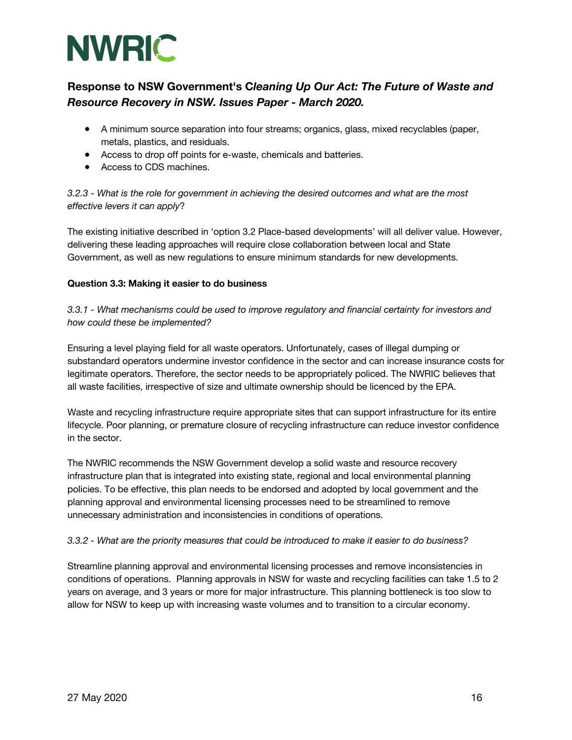- A minimum source separation into four streams; organics, glass, mixed recyclables (paper, metals, plastics, and residuals.
- Access to drop off points for e-waste, chemicals and batteries.
- Access to CDS machines.

*3.2.3 - What is the role for government in achieving the desired outcomes and what are the most effective levers it can apply*?

The existing initiative described in 'option 3.2 Place-based developments' will all deliver value. However, delivering these leading approaches will require close collaboration between local and State Government, as well as new regulations to ensure minimum standards for new developments.

**Question 3.3: Making it easier to do business**

*3.3.1 - What mechanisms could be used to improve regulatory and financial certainty for investors and how could these be implemented?*

Ensuring a level playing field for all waste operators. Unfortunately, cases of illegal dumping or substandard operators undermine investor confidence in the sector and can increase insurance costs for legitimate operators. Therefore, the sector needs to be appropriately policed. The NWRIC believes that all waste facilities, irrespective of size and ultimate ownership should be licenced by the EPA.

Waste and recycling infrastructure require appropriate sites that can support infrastructure for its entire lifecycle. Poor planning, or premature closure of recycling infrastructure can reduce investor confidence in the sector.

The NWRIC recommends the NSW Government develop a solid waste and resource recovery infrastructure plan that is integrated into existing state, regional and local environmental planning policies. To be effective, this plan needs to be endorsed and adopted by local government and the planning approval and environmental licensing processes need to be streamlined to remove unnecessary administration and inconsistencies in conditions of operations.

*3.3.2 - What are the priority measures that could be introduced to make it easier to do business?*

Streamline planning approval and environmental licensing processes and remove inconsistencies in conditions of operations. Planning approvals in NSW for waste and recycling facilities can take 1.5 to 2 years on average, and 3 years or more for major infrastructure. This planning bottleneck is too slow to allow for NSW to keep up with increasing waste volumes and to transition to a circular economy.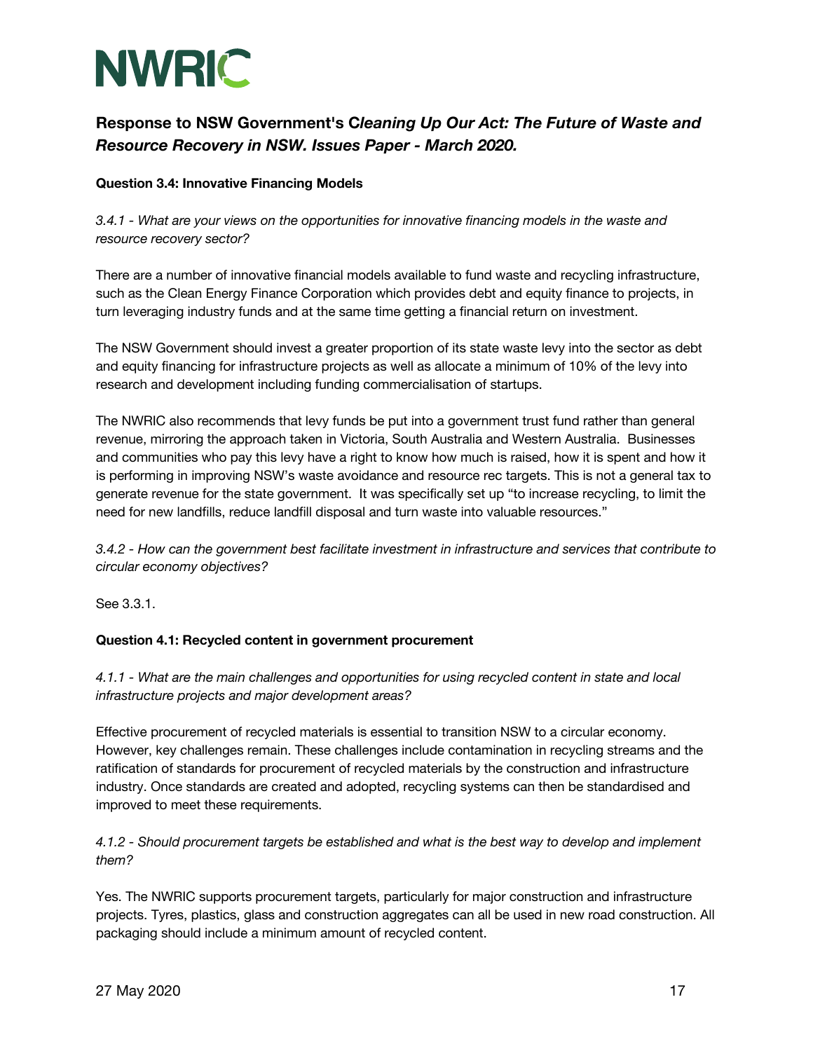NWRIC

## Response to NSW Government's *Cleaning Up Our Act: The Future of Waste and Resource Recovery in NSW. Issues Paper - March 2020.*

**Question 3.4: Innovative Financing Models**

*3.4.1 - What are your views on the opportunities for innovative financing models in the waste and resource recovery sector?*

There are a number of innovative financial models available to fund waste and recycling infrastructure, such as the Clean Energy Finance Corporation which provides debt and equity finance to projects, in turn leveraging industry funds and at the same time getting a financial return on investment.

The NSW Government should invest a greater proportion of its state waste levy into the sector as debt and equity financing for infrastructure projects as well as allocate a minimum of 10% of the levy into research and development including funding commercialisation of startups.

The NWRIC also recommends that levy funds be put into a government trust fund rather than general revenue, mirroring the approach taken in Victoria, South Australia and Western Australia. Businesses and communities who pay this levy have a right to know how much is raised, how it is spent and how it is performing in improving NSW's waste avoidance and resource rec targets. This is not a general tax to generate revenue for the state government. It was specifically set up "to increase recycling, to limit the need for new landfills, reduce landfill disposal and turn waste into valuable resources."

*3.4.2 - How can the government best facilitate investment in infrastructure and services that contribute to circular economy objectives?*

See 3.3.1.

**Question 4.1: Recycled content in government procurement**

*4.1.1 - What are the main challenges and opportunities for using recycled content in state and local infrastructure projects and major development areas?*

Effective procurement of recycled materials is essential to transition NSW to a circular economy. However, key challenges remain. These challenges include contamination in recycling streams and the ratification of standards for procurement of recycled materials by the construction and infrastructure industry. Once standards are created and adopted, recycling systems can then be standardised and improved to meet these requirements.

*4.1.2 - Should procurement targets be established and what is the best way to develop and implement them?*

Yes. The NWRIC supports procurement targets, particularly for major construction and infrastructure projects. Tyres, plastics, glass and construction aggregates can all be used in new road construction. All packaging should include a minimum amount of recycled content.

27 May 2020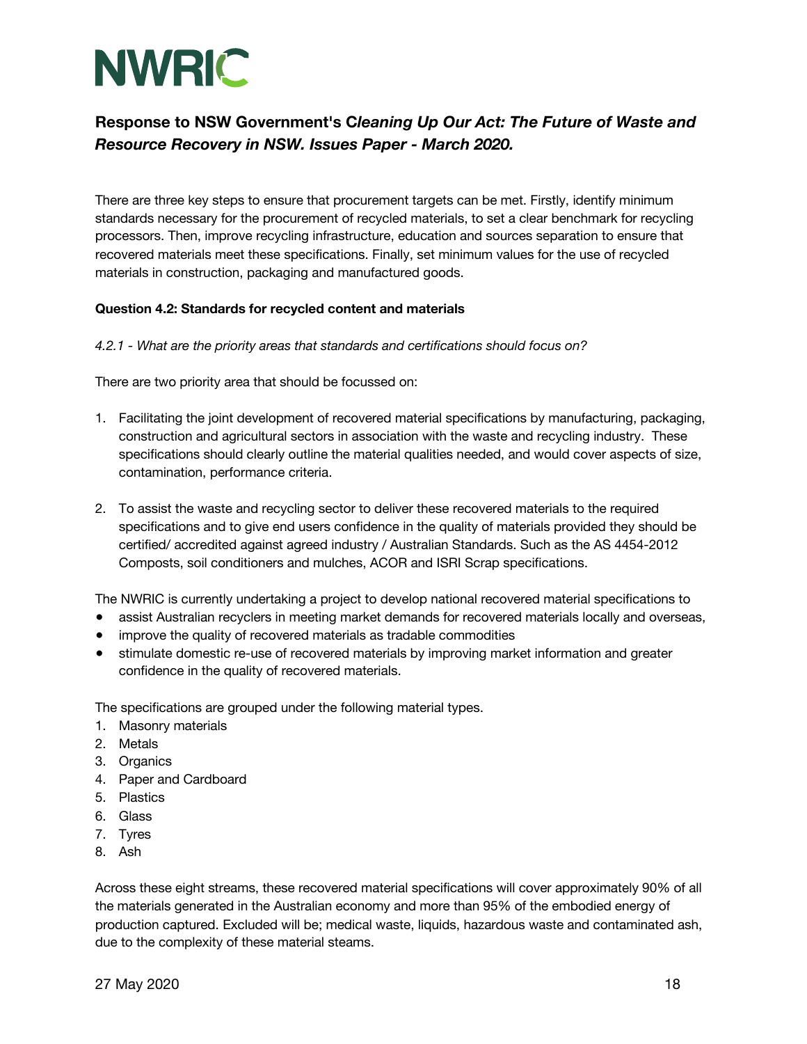There are three key steps to ensure that procurement targets can be met. Firstly, identify minimum standards necessary for the procurement of recycled materials, to set a clear benchmark for recycling processors. Then, improve recycling infrastructure, education and sources separation to ensure that recovered materials meet these specifications. Finally, set minimum values for the use of recycled materials in construction, packaging and manufactured goods.

**Question 4.2: Standards for recycled content and materials**

*4.2.1 - What are the priority areas that standards and certifications should focus on?*

There are two priority area that should be focussed on:

1. Facilitating the joint development of recovered material specifications by manufacturing, packaging, construction and agricultural sectors in association with the waste and recycling industry. These specifications should clearly outline the material qualities needed, and would cover aspects of size, contamination, performance criteria.
2. To assist the waste and recycling sector to deliver these recovered materials to the required specifications and to give end users confidence in the quality of materials provided they should be certified/ accredited against agreed industry / Australian Standards. Such as the AS 4454-2012 Composts, soil conditioners and mulches, ACOR and ISRI Scrap specifications.

The NWRIC is currently undertaking a project to develop national recovered material specifications to

- assist Australian recyclers in meeting market demands for recovered materials locally and overseas,
- improve the quality of recovered materials as tradable commodities
- stimulate domestic re-use of recovered materials by improving market information and greater confidence in the quality of recovered materials.

The specifications are grouped under the following material types.

1. Masonry materials
2. Metals
3. Organics
4. Paper and Cardboard
5. Plastics
6. Glass
7. Tyres
8. Ash

Across these eight streams, these recovered material specifications will cover approximately 90% of all the materials generated in the Australian economy and more than 95% of the embodied energy of production captured. Excluded will be; medical waste, liquids, hazardous waste and contaminated ash, due to the complexity of these material steams.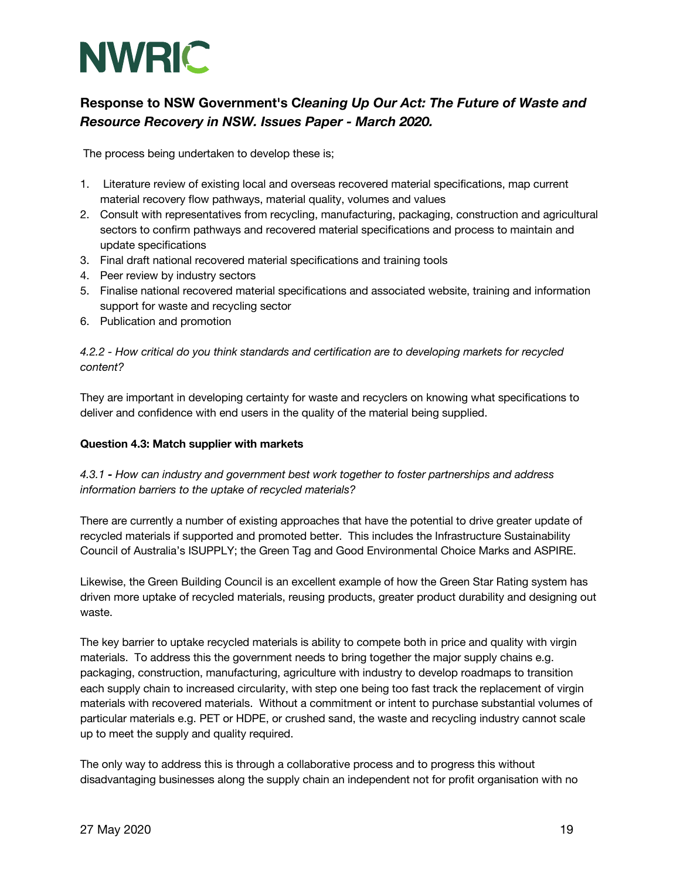The process being undertaken to develop these is;

1. Literature review of existing local and overseas recovered material specifications, map current material recovery flow pathways, material quality, volumes and values
2. Consult with representatives from recycling, manufacturing, packaging, construction and agricultural sectors to confirm pathways and recovered material specifications and process to maintain and update specifications
3. Final draft national recovered material specifications and training tools
4. Peer review by industry sectors
5. Finalise national recovered material specifications and associated website, training and information support for waste and recycling sector
6. Publication and promotion

*4.2.2 - How critical do you think standards and certification are to developing markets for recycled content?*

They are important in developing certainty for waste and recyclers on knowing what specifications to deliver and confidence with end users in the quality of the material being supplied.

**Question 4.3: Match supplier with markets**

*4.3.1 - How can industry and government best work together to foster partnerships and address information barriers to the uptake of recycled materials?*

There are currently a number of existing approaches that have the potential to drive greater update of recycled materials if supported and promoted better. This includes the Infrastructure Sustainability Council of Australia's ISUPPLY; the Green Tag and Good Environmental Choice Marks and ASPIRE.

Likewise, the Green Building Council is an excellent example of how the Green Star Rating system has driven more uptake of recycled materials, reusing products, greater product durability and designing out waste.

The key barrier to uptake recycled materials is ability to compete both in price and quality with virgin materials. To address this the government needs to bring together the major supply chains e.g. packaging, construction, manufacturing, agriculture with industry to develop roadmaps to transition each supply chain to increased circularity, with step one being too fast track the replacement of virgin materials with recovered materials. Without a commitment or intent to purchase substantial volumes of particular materials e.g. PET or HDPE, or crushed sand, the waste and recycling industry cannot scale up to meet the supply and quality required.

The only way to address this is through a collaborative process and to progress this without disadvantaging businesses along the supply chain an independent not for profit organisation with no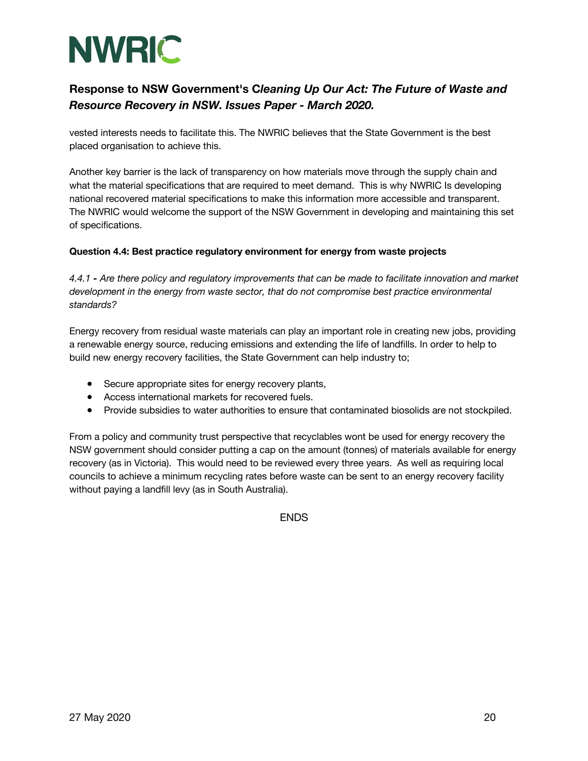vested interests needs to facilitate this. The NWRIC believes that the State Government is the best placed organisation to achieve this.

Another key barrier is the lack of transparency on how materials move through the supply chain and what the material specifications that are required to meet demand. This is why NWRIC Is developing national recovered material specifications to make this information more accessible and transparent. The NWRIC would welcome the support of the NSW Government in developing and maintaining this set of specifications.

**Question 4.4: Best practice regulatory environment for energy from waste projects**

*4.4.1 - Are there policy and regulatory improvements that can be made to facilitate innovation and market development in the energy from waste sector, that do not compromise best practice environmental standards?*

Energy recovery from residual waste materials can play an important role in creating new jobs, providing a renewable energy source, reducing emissions and extending the life of landfills. In order to help to build new energy recovery facilities, the State Government can help industry to;

- Secure appropriate sites for energy recovery plants,
- Access international markets for recovered fuels.
- Provide subsidies to water authorities to ensure that contaminated biosolids are not stockpiled.

From a policy and community trust perspective that recyclables wont be used for energy recovery the NSW government should consider putting a cap on the amount (tonnes) of materials available for energy recovery (as in Victoria). This would need to be reviewed every three years. As well as requiring local councils to achieve a minimum recycling rates before waste can be sent to an energy recovery facility without paying a landfill levy (as in South Australia).

ENDS